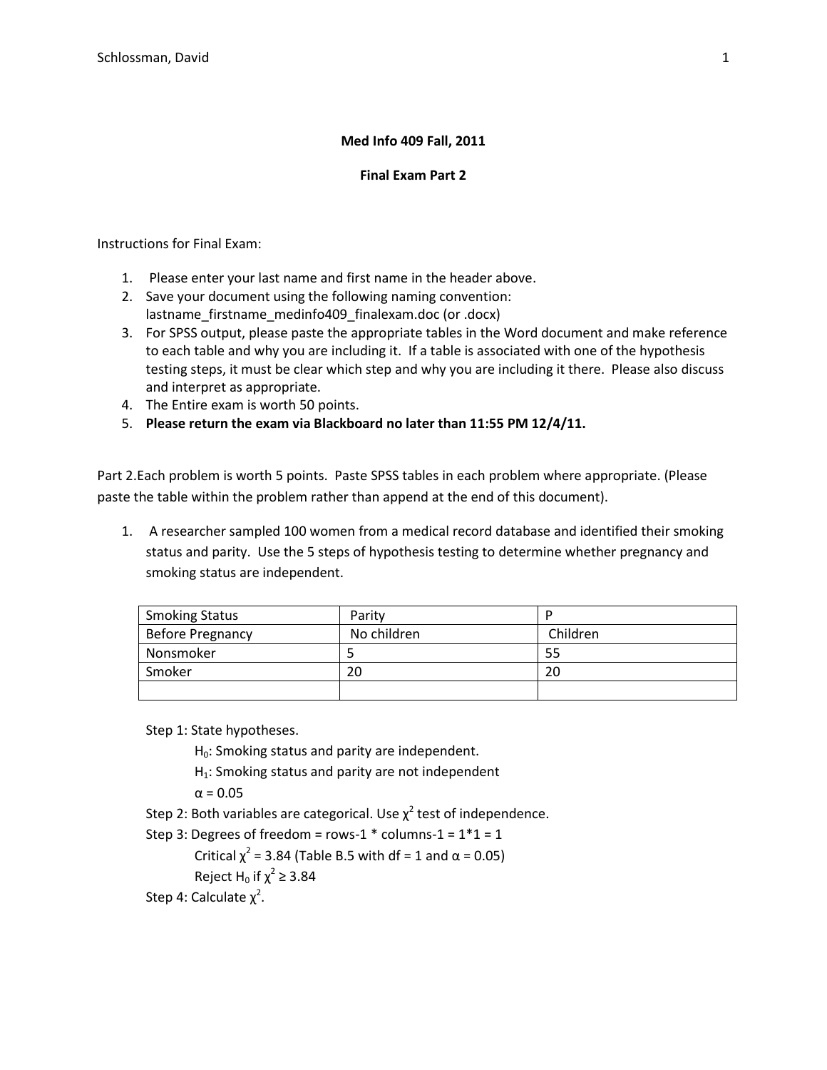**Med Info 409 Fall, 2011**

**Final Exam Part 2**

Instructions for Final Exam:

1. Please enter your last name and first name in the header above.
2. Save your document using the following naming convention: lastname_firstname_medinfo409_finalexam.doc (or .docx)
3. For SPSS output, please paste the appropriate tables in the Word document and make reference to each table and why you are including it. If a table is associated with one of the hypothesis testing steps, it must be clear which step and why you are including it there. Please also discuss and interpret as appropriate.
4. The Entire exam is worth 50 points.
5. **Please return the exam via Blackboard no later than 11:55 PM 12/4/11.**

Part 2.Each problem is worth 5 points. Paste SPSS tables in each problem where appropriate. (Please paste the table within the problem rather than append at the end of this document).

1. A researcher sampled 100 women from a medical record database and identified their smoking status and parity. Use the 5 steps of hypothesis testing to determine whether pregnancy and smoking status are independent.

| Smoking Status | Parity | P |
|---|---|---|
| Before Pregnancy | No children | Children |
| Nonsmoker | 5 | 55 |
| Smoker | 20 | 20 |
| | | |

Step 1: State hypotheses.

$H_0$: Smoking status and parity are independent.

$H_1$: Smoking status and parity are not independent

$\alpha = 0.05$

Step 2: Both variables are categorical. Use $\chi^2$ test of independence.

Step 3: Degrees of freedom = rows-1 * columns-1 = 1*1 = 1

Critical $\chi^2 = 3.84$ (Table B.5 with df = 1 and $\alpha = 0.05$)

Reject $H_0$ if $\chi^2 \geq 3.84$

Step 4: Calculate $\chi^2$.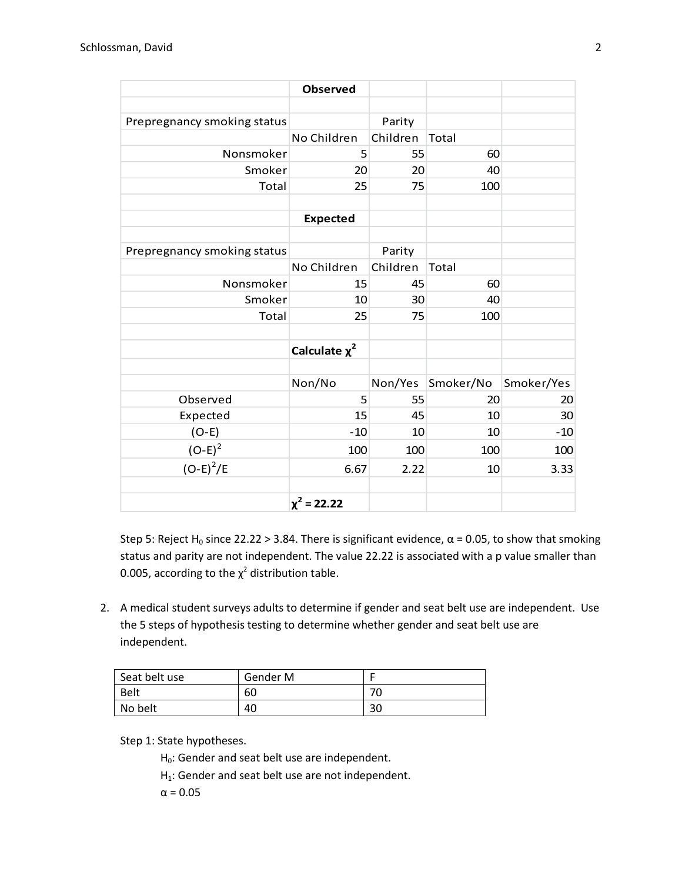| | Observed | | | |
|---|---|---|---|---|
| | | | | |
| Prepregnancy smoking status | | Parity | | |
| | No Children | Children | Total | |
| Nonsmoker | 5 | 55 | 60 | |
| Smoker | 20 | 20 | 40 | |
| Total | 25 | 75 | 100 | |
| | | | | |
| | **Expected** | | | |
| | | | | |
| Prepregnancy smoking status | | Parity | | |
| | No Children | Children | Total | |
| Nonsmoker | 15 | 45 | 60 | |
| Smoker | 10 | 30 | 40 | |
| Total | 25 | 75 | 100 | |
| | | | | |
| | **Calculate $\chi^2$** | | | |
| | | | | |
| | Non/No | Non/Yes | Smoker/No | Smoker/Yes |
| Observed | 5 | 55 | 20 | 20 |
| Expected | 15 | 45 | 10 | 30 |
| (O-E) | -10 | 10 | 10 | -10 |
| $(O-E)^2$ | 100 | 100 | 100 | 100 |
| $(O-E)^2/E$ | 6.67 | 2.22 | 10 | 3.33 |
| | | | | |
| | **$\chi^2$ = 22.22** | | | |

Step 5: Reject $H_0$ since 22.22 > 3.84. There is significant evidence, $\alpha = 0.05$, to show that smoking status and parity are not independent. The value 22.22 is associated with a p value smaller than 0.005, according to the $\chi^2$ distribution table.

2. A medical student surveys adults to determine if gender and seat belt use are independent. Use the 5 steps of hypothesis testing to determine whether gender and seat belt use are independent.

| Seat belt use | Gender M | F |
|---|---|---|
| Belt | 60 | 70 |
| No belt | 40 | 30 |

Step 1: State hypotheses.

$H_0$: Gender and seat belt use are independent.

$H_1$: Gender and seat belt use are not independent.

$\alpha = 0.05$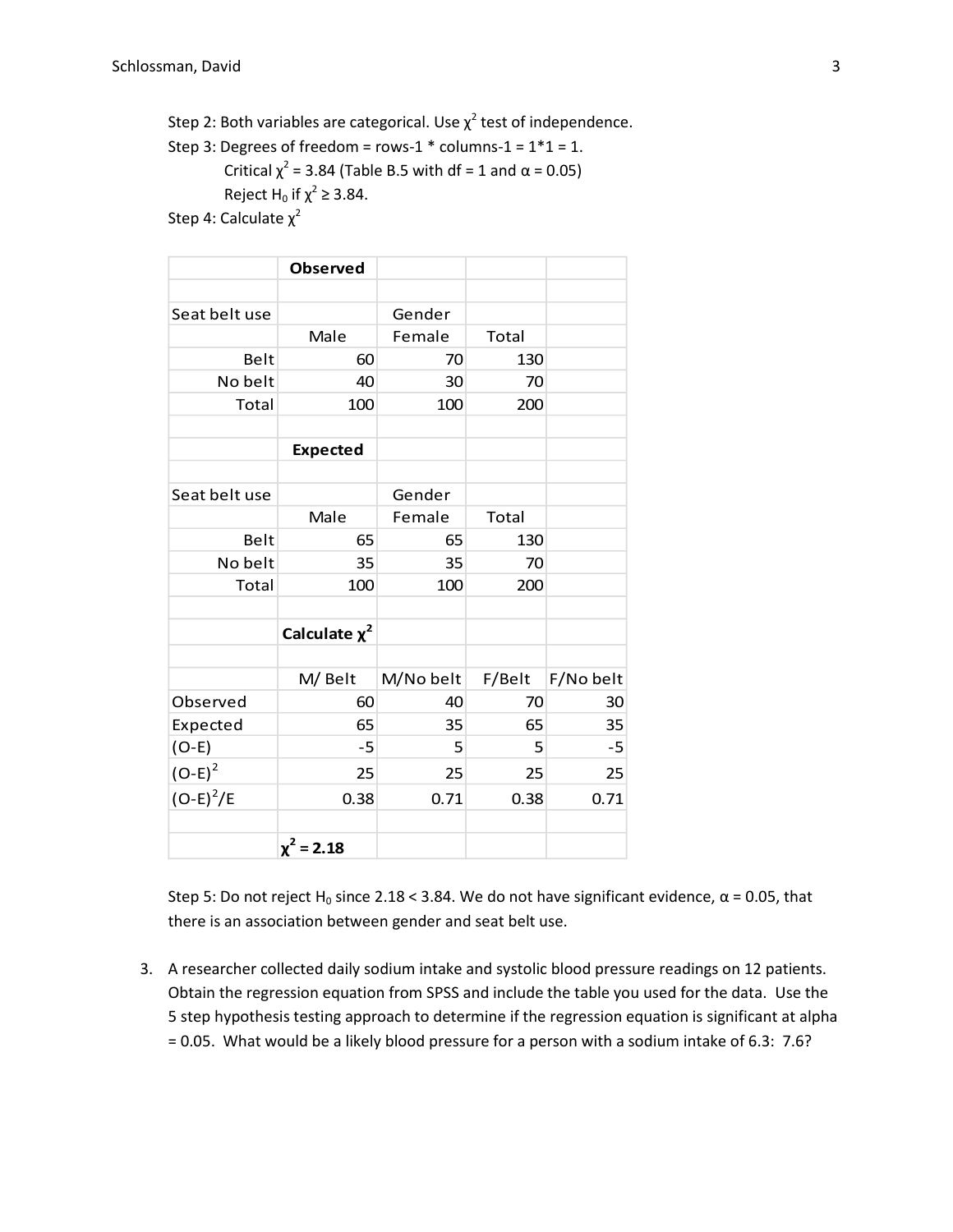Step 2: Both variables are categorical. Use $\chi^2$ test of independence.

Step 3: Degrees of freedom = rows-1 * columns-1 = 1*1 = 1.

Critical $\chi^2$ = 3.84 (Table B.5 with df = 1 and $\alpha$ = 0.05)

Reject $H_0$ if $\chi^2 \geq 3.84$.

Step 4: Calculate $\chi^2$

| | **Observed** | | | |
|---|---|---|---|---|
| | | | | |
| Seat belt use | | Gender | | |
| | Male | Female | Total | |
| Belt | 60 | 70 | 130 | |
| No belt | 40 | 30 | 70 | |
| Total | 100 | 100 | 200 | |
| | | | | |
| | **Expected** | | | |
| | | | | |
| Seat belt use | | Gender | | |
| | Male | Female | Total | |
| Belt | 65 | 65 | 130 | |
| No belt | 35 | 35 | 70 | |
| Total | 100 | 100 | 200 | |
| | | | | |
| | **Calculate $\chi^2$** | | | |
| | | | | |
| | M/ Belt | M/No belt | F/Belt | F/No belt |
| Observed | 60 | 40 | 70 | 30 |
| Expected | 65 | 35 | 65 | 35 |
| (O-E) | -5 | 5 | 5 | -5 |
| $(O-E)^2$ | 25 | 25 | 25 | 25 |
| $(O-E)^2/E$ | 0.38 | 0.71 | 0.38 | 0.71 |
| | | | | |
| | **$\chi^2$ = 2.18** | | | |

Step 5: Do not reject $H_0$ since 2.18 < 3.84. We do not have significant evidence, $\alpha$ = 0.05, that there is an association between gender and seat belt use.

3. A researcher collected daily sodium intake and systolic blood pressure readings on 12 patients. Obtain the regression equation from SPSS and include the table you used for the data. Use the 5 step hypothesis testing approach to determine if the regression equation is significant at alpha = 0.05. What would be a likely blood pressure for a person with a sodium intake of 6.3: 7.6?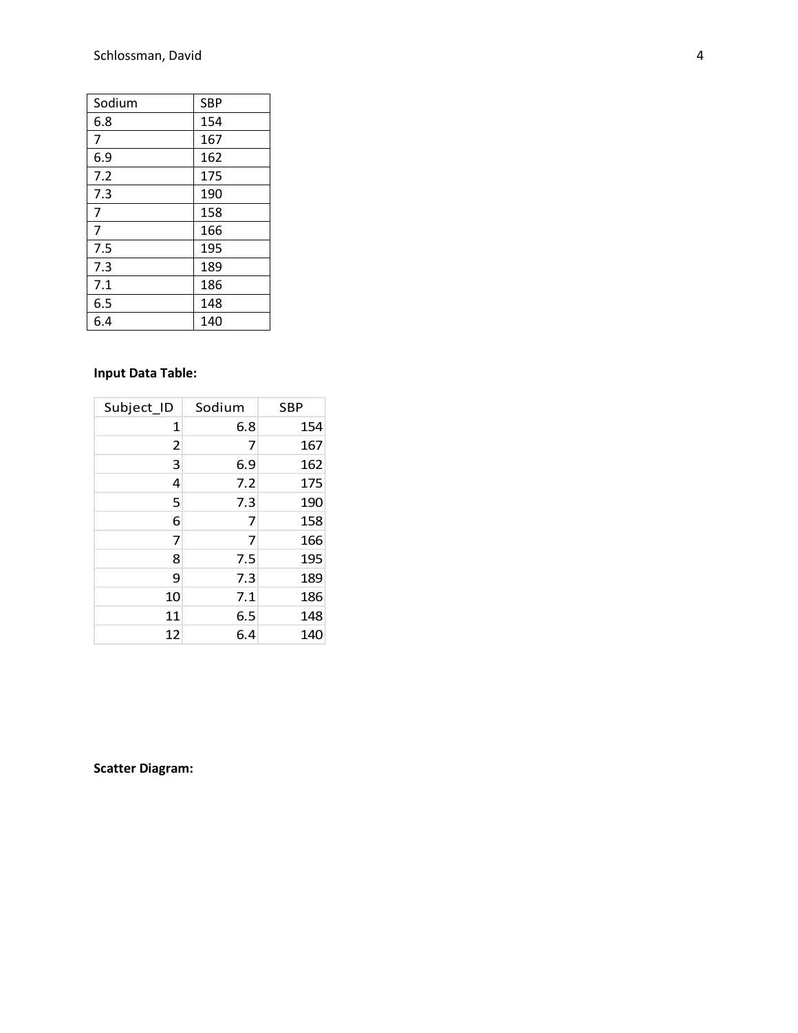| Sodium | SBP |
|---|---|
| 6.8 | 154 |
| 7 | 167 |
| 6.9 | 162 |
| 7.2 | 175 |
| 7.3 | 190 |
| 7 | 158 |
| 7 | 166 |
| 7.5 | 195 |
| 7.3 | 189 |
| 7.1 | 186 |
| 6.5 | 148 |
| 6.4 | 140 |

**Input Data Table:**

| Subject_ID | Sodium | SBP |
|---|---|---|
| 1 | 6.8 | 154 |
| 2 | 7 | 167 |
| 3 | 6.9 | 162 |
| 4 | 7.2 | 175 |
| 5 | 7.3 | 190 |
| 6 | 7 | 158 |
| 7 | 7 | 166 |
| 8 | 7.5 | 195 |
| 9 | 7.3 | 189 |
| 10 | 7.1 | 186 |
| 11 | 6.5 | 148 |
| 12 | 6.4 | 140 |

**Scatter Diagram:**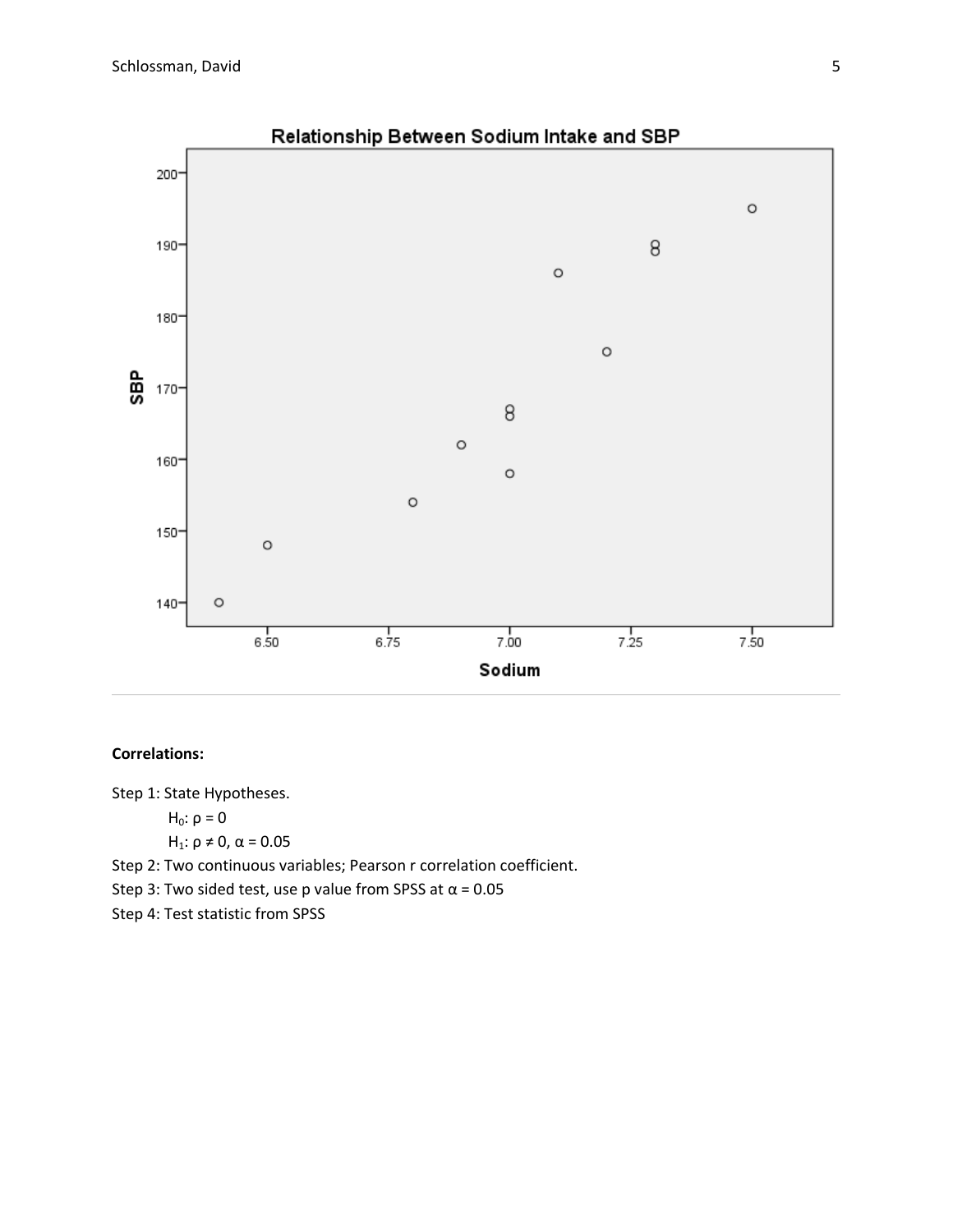**Correlations:**

Step 1: State Hypotheses.

$H_0$: $\rho = 0$

$H_1$: $\rho \neq 0$, $\alpha = 0.05$

Step 2: Two continuous variables; Pearson r correlation coefficient.

Step 3: Two sided test, use p value from SPSS at $\alpha = 0.05$

Step 4: Test statistic from SPSS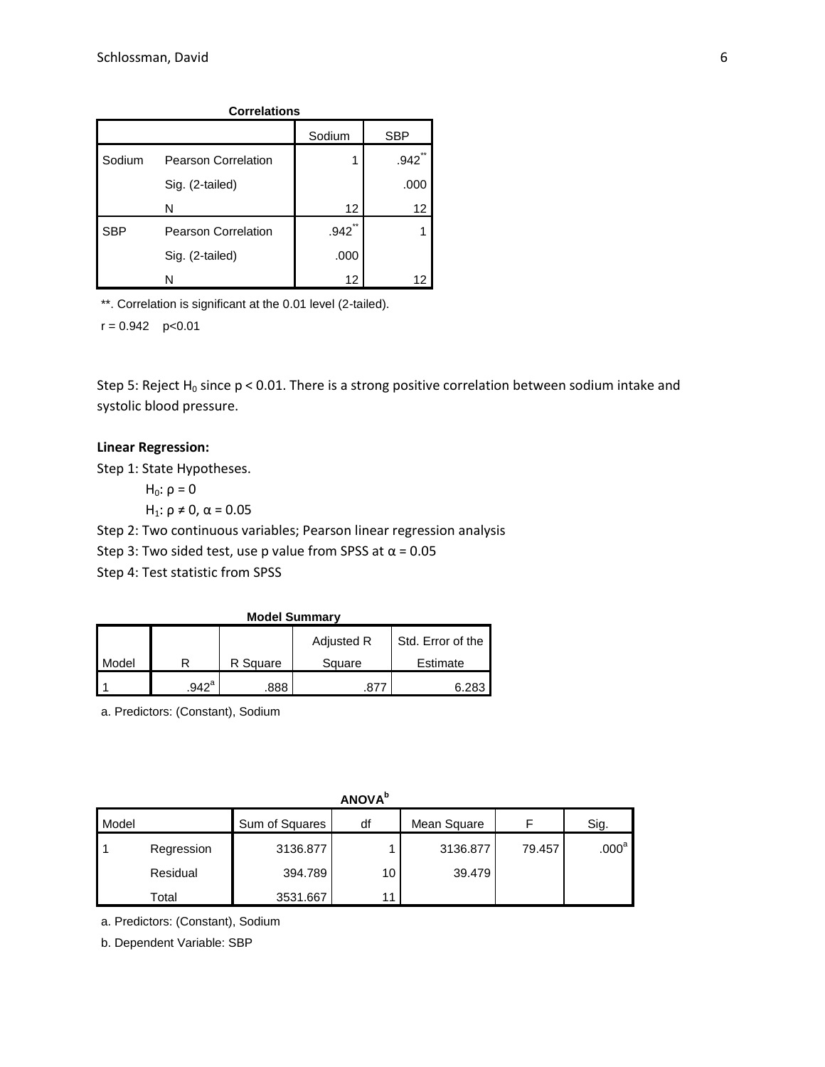**Correlations**

| | | Sodium | SBP |
|---|---|---|---|
| Sodium | Pearson Correlation | 1 | .942** |
| | Sig. (2-tailed) | | .000 |
| | N | 12 | 12 |
| SBP | Pearson Correlation | .942** | 1 |
| | Sig. (2-tailed) | .000 | |
| | N | 12 | 12 |

**. Correlation is significant at the 0.01 level (2-tailed).

$r = 0.942 \quad p<0.01$

Step 5: Reject $H_0$ since $p < 0.01$. There is a strong positive correlation between sodium intake and systolic blood pressure.

**Linear Regression:**

Step 1: State Hypotheses.

$H_0$: $\rho = 0$

$H_1$: $\rho \neq 0$, $\alpha = 0.05$

Step 2: Two continuous variables; Pearson linear regression analysis

Step 3: Two sided test, use p value from SPSS at $\alpha = 0.05$

Step 4: Test statistic from SPSS

**Model Summary**

| Model | R | R Square | Adjusted R Square | Std. Error of the Estimate |
|---|---|---|---|---|
| 1 | .942[a] | .888 | .877 | 6.283 |

a. Predictors: (Constant), Sodium

**ANOVA[b]**

| Model | | Sum of Squares | df | Mean Square | F | Sig. |
|---|---|---|---|---|---|---|
| 1 | Regression | 3136.877 | 1 | 3136.877 | 79.457 | .000[a] |
| | Residual | 394.789 | 10 | 39.479 | | |
| | Total | 3531.667 | 11 | | | |

a. Predictors: (Constant), Sodium

b. Dependent Variable: SBP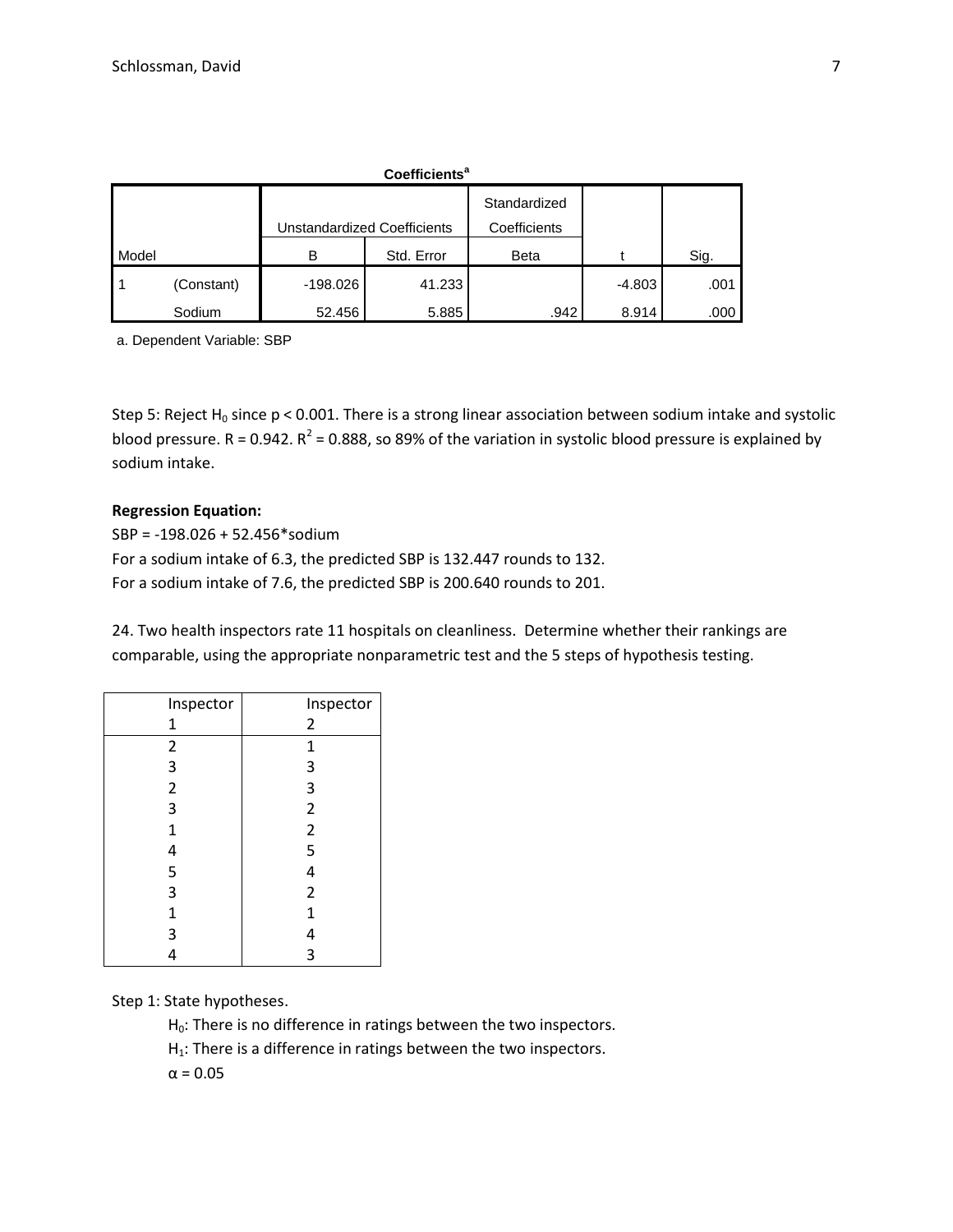**Coefficients[a]**

| Model | | Unstandardized Coefficients | | Standardized Coefficients | t | Sig. |
|---|---|---|---|---|---|---|
| | | B | Std. Error | Beta | | |
| 1 | (Constant) | -198.026 | 41.233 | | -4.803 | .001 |
| | Sodium | 52.456 | 5.885 | .942 | 8.914 | .000 |

a. Dependent Variable: SBP

Step 5: Reject $H_0$ since $p < 0.001$. There is a strong linear association between sodium intake and systolic blood pressure. R = 0.942. $R^2 = 0.888$, so 89% of the variation in systolic blood pressure is explained by sodium intake.

**Regression Equation:**

SBP = -198.026 + 52.456*sodium

For a sodium intake of 6.3, the predicted SBP is 132.447 rounds to 132.

For a sodium intake of 7.6, the predicted SBP is 200.640 rounds to 201.

24. Two health inspectors rate 11 hospitals on cleanliness. Determine whether their rankings are comparable, using the appropriate nonparametric test and the 5 steps of hypothesis testing.

| Inspector 1 | Inspector 2 |
|---|---|
| 2 | 1 |
| 3 | 3 |
| 2 | 3 |
| 3 | 2 |
| 1 | 2 |
| 4 | 5 |
| 5 | 4 |
| 3 | 2 |
| 1 | 1 |
| 3 | 4 |
| 4 | 3 |

Step 1: State hypotheses.

$H_0$: There is no difference in ratings between the two inspectors.

$H_1$: There is a difference in ratings between the two inspectors.

$\alpha = 0.05$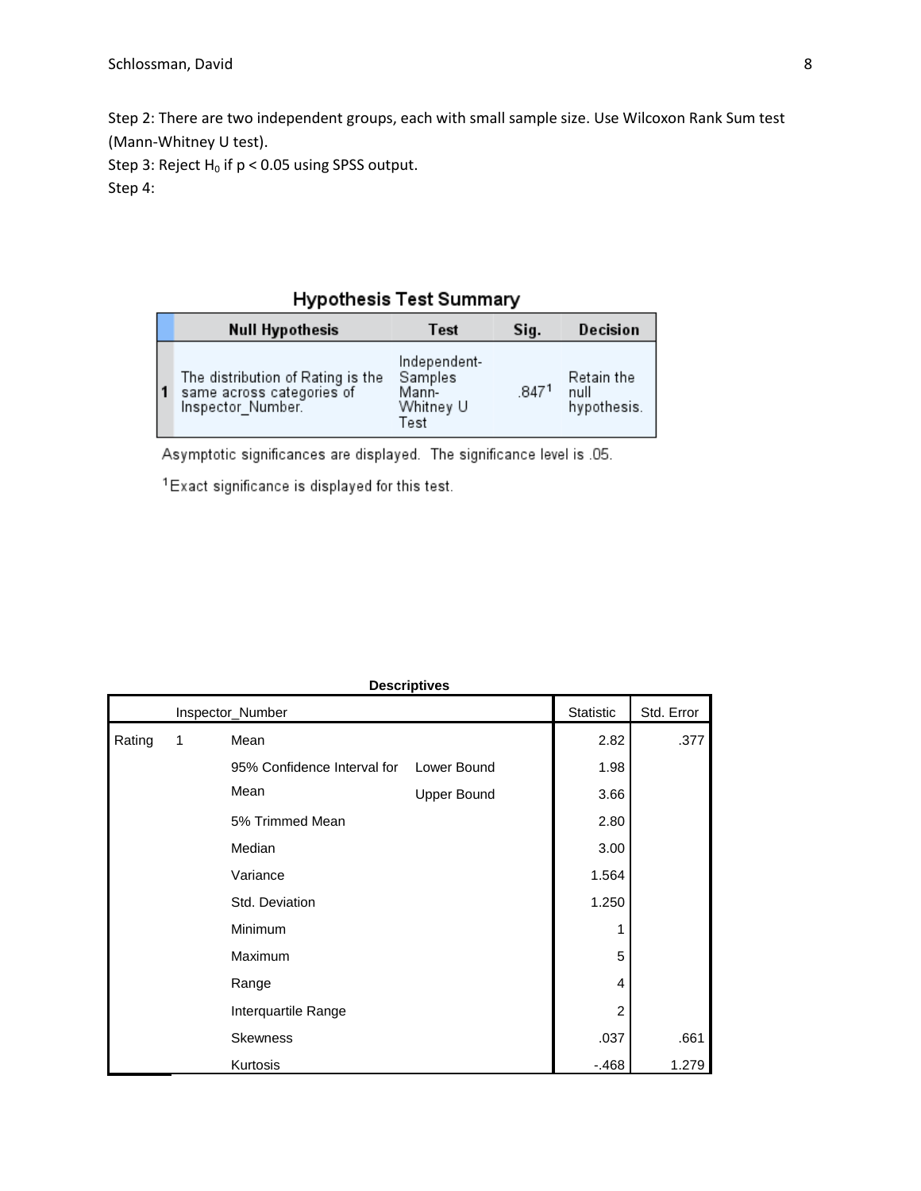Step 2: There are two independent groups, each with small sample size. Use Wilcoxon Rank Sum test (Mann-Whitney U test).

Step 3: Reject $H_0$ if $p < 0.05$ using SPSS output.

Step 4:

**Hypothesis Test Summary**

| | Null Hypothesis | Test | Sig. | Decision |
|---|---|---|---|---|
| 1 | The distribution of Rating is the same across categories of Inspector_Number. | Independent-Samples Mann-Whitney U Test | .847[1] | Retain the null hypothesis. |

Asymptotic significances are displayed. The significance level is .05.

[1]Exact significance is displayed for this test.

**Descriptives**

| | Inspector_Number | | | Statistic | Std. Error |
|---|---|---|---|---|---|
| Rating | 1 | Mean | | 2.82 | .377 |
| | | 95% Confidence Interval for Mean | Lower Bound | 1.98 | |
| | | | Upper Bound | 3.66 | |
| | | 5% Trimmed Mean | | 2.80 | |
| | | Median | | 3.00 | |
| | | Variance | | 1.564 | |
| | | Std. Deviation | | 1.250 | |
| | | Minimum | | 1 | |
| | | Maximum | | 5 | |
| | | Range | | 4 | |
| | | Interquartile Range | | 2 | |
| | | Skewness | | .037 | .661 |
| | | Kurtosis | | -.468 | 1.279 |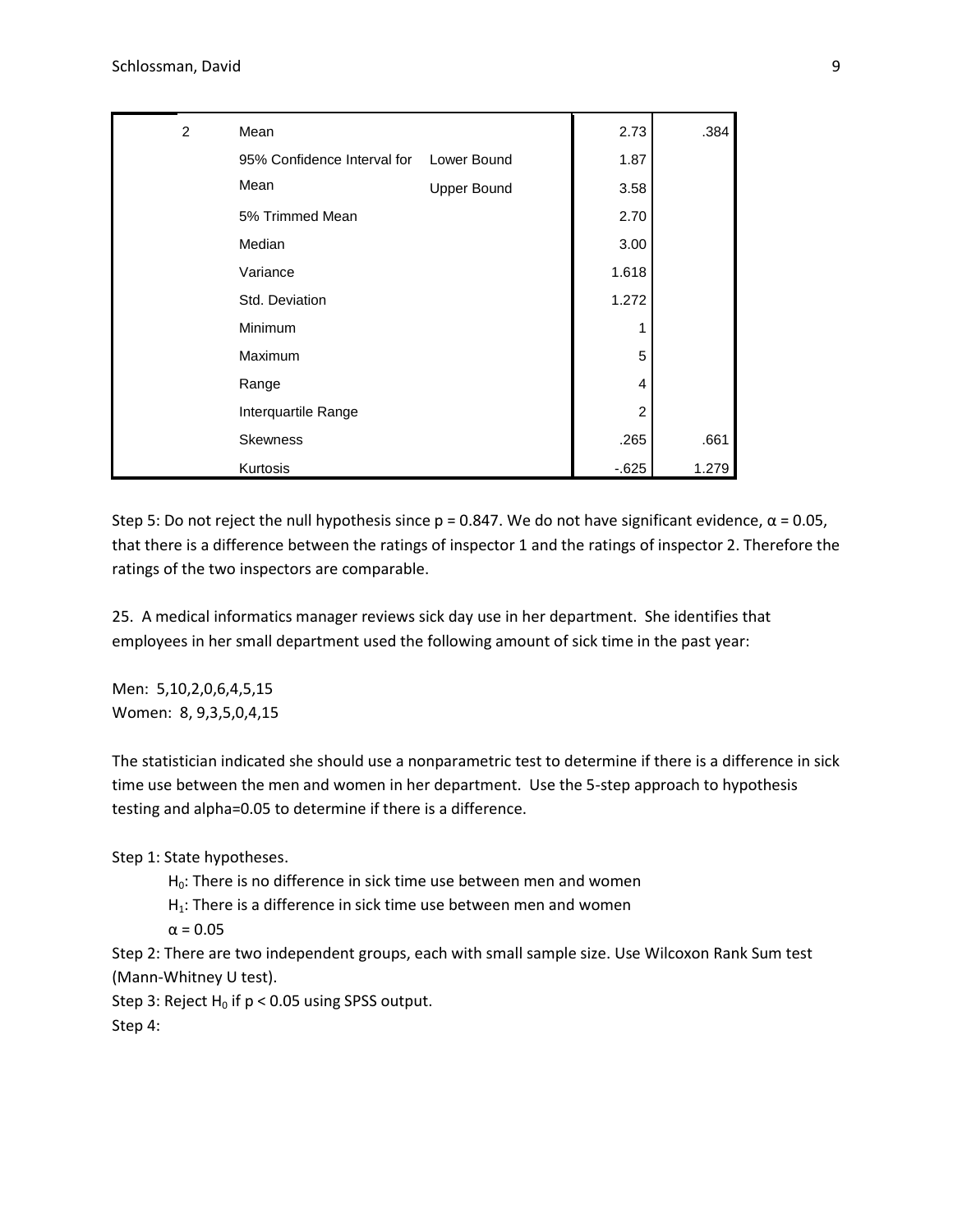| | | | Statistic | Std. Error |
|---|---|---|---|---|
| 2 | Mean | | 2.73 | .384 |
| | 95% Confidence Interval for Mean | Lower Bound | 1.87 | |
| | | Upper Bound | 3.58 | |
| | 5% Trimmed Mean | | 2.70 | |
| | Median | | 3.00 | |
| | Variance | | 1.618 | |
| | Std. Deviation | | 1.272 | |
| | Minimum | | 1 | |
| | Maximum | | 5 | |
| | Range | | 4 | |
| | Interquartile Range | | 2 | |
| | Skewness | | .265 | .661 |
| | Kurtosis | | -.625 | 1.279 |

Step 5: Do not reject the null hypothesis since $p = 0.847$. We do not have significant evidence, $\alpha = 0.05$, that there is a difference between the ratings of inspector 1 and the ratings of inspector 2. Therefore the ratings of the two inspectors are comparable.

25. A medical informatics manager reviews sick day use in her department. She identifies that employees in her small department used the following amount of sick time in the past year:

Men: 5,10,2,0,6,4,5,15
Women: 8, 9,3,5,0,4,15

The statistician indicated she should use a nonparametric test to determine if there is a difference in sick time use between the men and women in her department. Use the 5-step approach to hypothesis testing and alpha=0.05 to determine if there is a difference.

Step 1: State hypotheses.

$H_0$: There is no difference in sick time use between men and women

$H_1$: There is a difference in sick time use between men and women

$\alpha = 0.05$

Step 2: There are two independent groups, each with small sample size. Use Wilcoxon Rank Sum test (Mann-Whitney U test).

Step 3: Reject $H_0$ if $p < 0.05$ using SPSS output.

Step 4: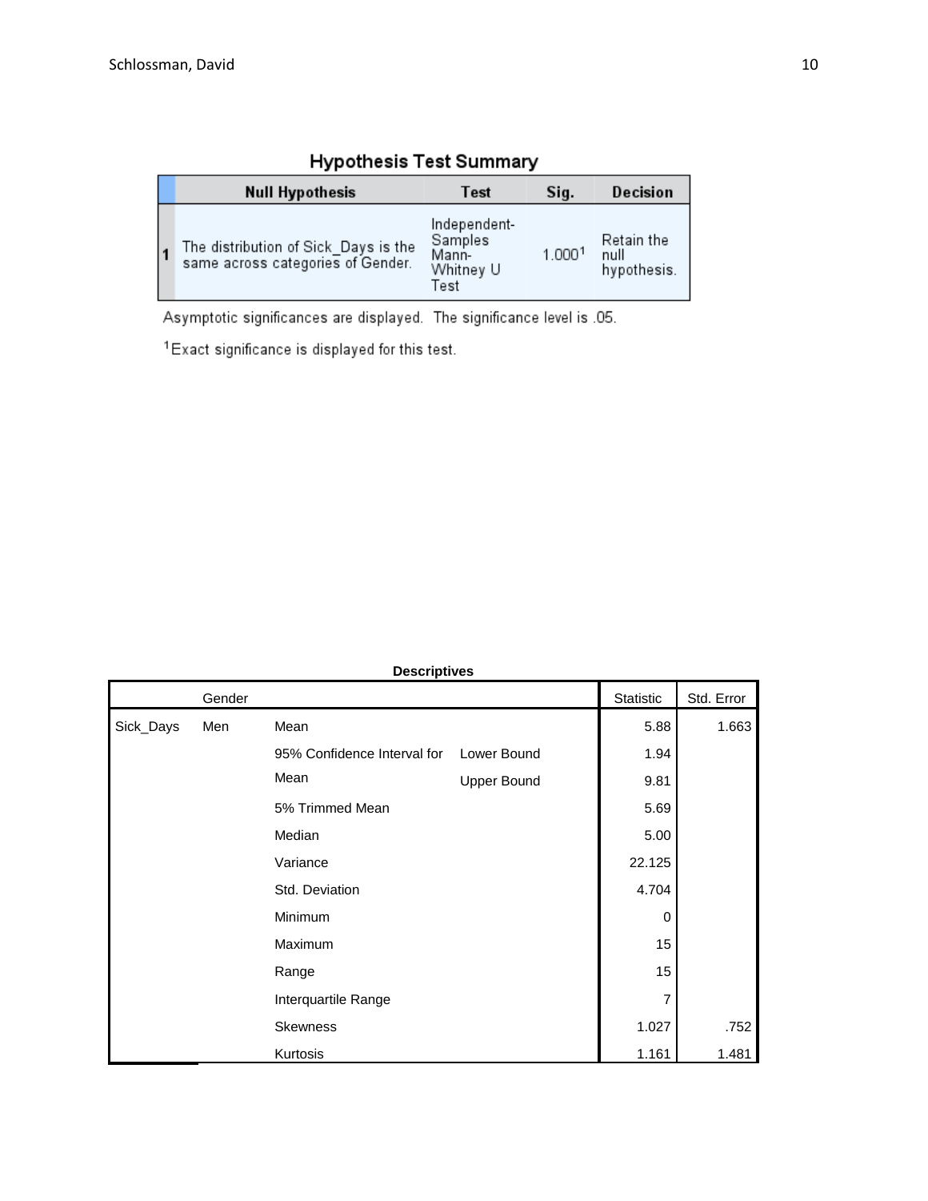**Hypothesis Test Summary**

| | Null Hypothesis | Test | Sig. | Decision |
|---|---|---|---|---|
| 1 | The distribution of Sick_Days is the same across categories of Gender. | Independent-Samples Mann-Whitney U Test | 1.000[1] | Retain the null hypothesis. |

Asymptotic significances are displayed. The significance level is .05.

[1]Exact significance is displayed for this test.

**Descriptives**

| | Gender | | | Statistic | Std. Error |
|---|---|---|---|---|---|
| Sick_Days | Men | Mean | | 5.88 | 1.663 |
| | | 95% Confidence Interval for Mean | Lower Bound | 1.94 | |
| | | | Upper Bound | 9.81 | |
| | | 5% Trimmed Mean | | 5.69 | |
| | | Median | | 5.00 | |
| | | Variance | | 22.125 | |
| | | Std. Deviation | | 4.704 | |
| | | Minimum | | 0 | |
| | | Maximum | | 15 | |
| | | Range | | 15 | |
| | | Interquartile Range | | 7 | |
| | | Skewness | | 1.027 | .752 |
| | | Kurtosis | | 1.161 | 1.481 |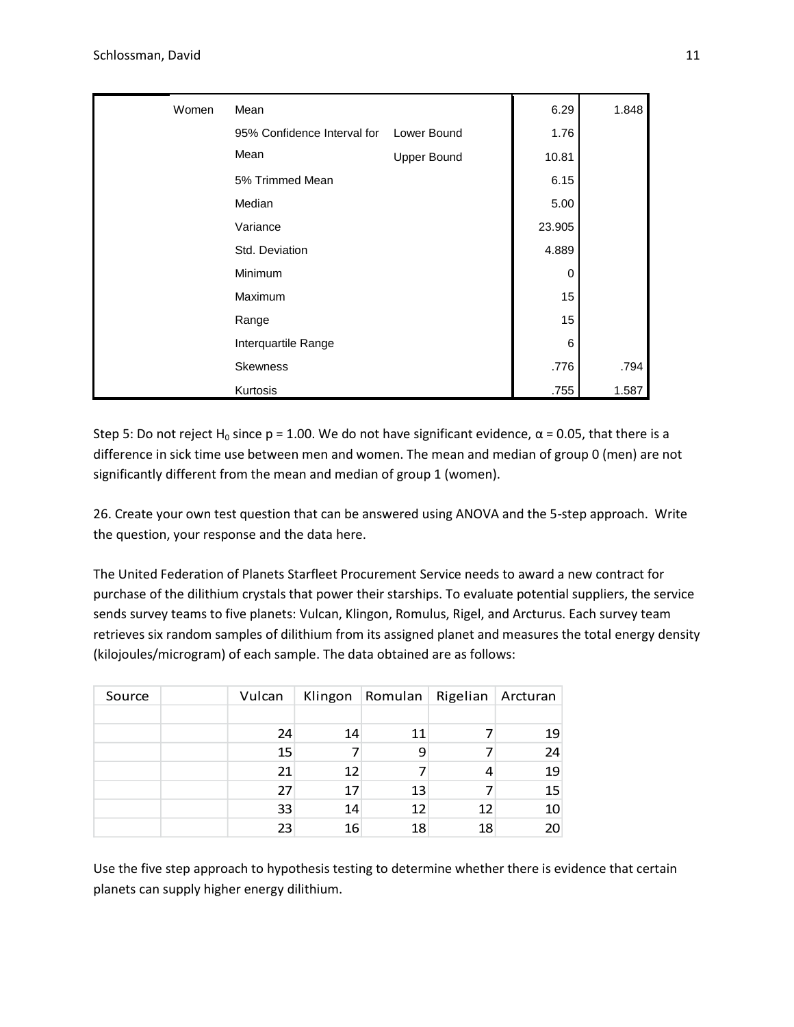| | | | | | |
|---|---|---|---|---|---|
| | Women | Mean | | 6.29 | 1.848 |
| | | 95% Confidence Interval for Mean | Lower Bound | 1.76 | |
| | | | Upper Bound | 10.81 | |
| | | 5% Trimmed Mean | | 6.15 | |
| | | Median | | 5.00 | |
| | | Variance | | 23.905 | |
| | | Std. Deviation | | 4.889 | |
| | | Minimum | | 0 | |
| | | Maximum | | 15 | |
| | | Range | | 15 | |
| | | Interquartile Range | | 6 | |
| | | Skewness | | .776 | .794 |
| | | Kurtosis | | .755 | 1.587 |

Step 5: Do not reject $H_0$ since p = 1.00. We do not have significant evidence, $\alpha = 0.05$, that there is a difference in sick time use between men and women. The mean and median of group 0 (men) are not significantly different from the mean and median of group 1 (women).

26. Create your own test question that can be answered using ANOVA and the 5-step approach. Write the question, your response and the data here.

The United Federation of Planets Starfleet Procurement Service needs to award a new contract for purchase of the dilithium crystals that power their starships. To evaluate potential suppliers, the service sends survey teams to five planets: Vulcan, Klingon, Romulus, Rigel, and Arcturus. Each survey team retrieves six random samples of dilithium from its assigned planet and measures the total energy density (kilojoules/microgram) of each sample. The data obtained are as follows:

| Source | | Vulcan | Klingon | Romulan | Rigelian | Arcturan |
|---|---|---|---|---|---|---|
| | | | | | | |
| | | 24 | 14 | 11 | 7 | 19 |
| | | 15 | 7 | 9 | 7 | 24 |
| | | 21 | 12 | 7 | 4 | 19 |
| | | 27 | 17 | 13 | 7 | 15 |
| | | 33 | 14 | 12 | 12 | 10 |
| | | 23 | 16 | 18 | 18 | 20 |

Use the five step approach to hypothesis testing to determine whether there is evidence that certain planets can supply higher energy dilithium.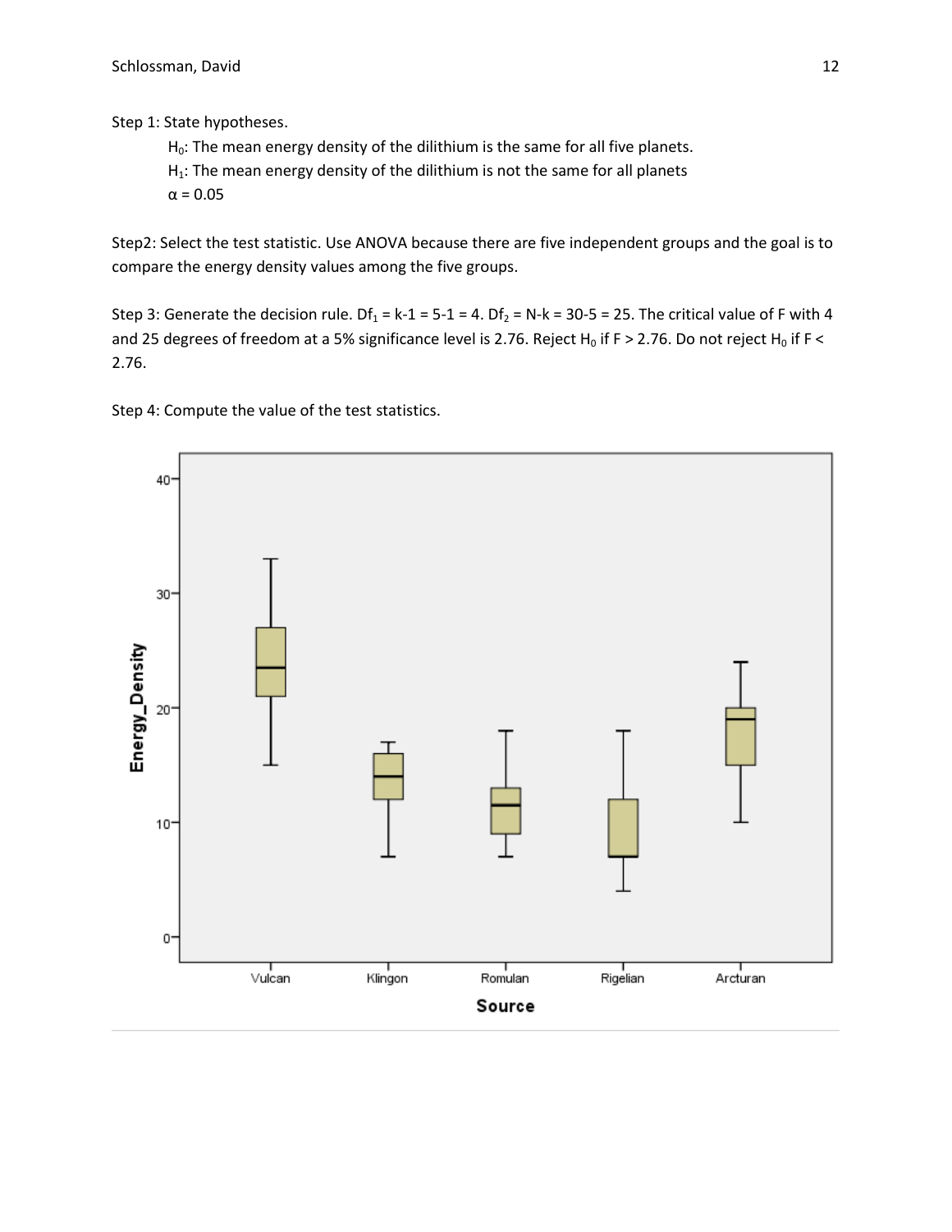Step 1: State hypotheses.

$H_0$: The mean energy density of the dilithium is the same for all five planets.

$H_1$: The mean energy density of the dilithium is not the same for all planets

$\alpha = 0.05$

Step2: Select the test statistic. Use ANOVA because there are five independent groups and the goal is to compare the energy density values among the five groups.

Step 3: Generate the decision rule. $Df_1 = k-1 = 5-1 = 4$. $Df_2 = N-k = 30-5 = 25$. The critical value of F with 4 and 25 degrees of freedom at a 5% significance level is 2.76. Reject $H_0$ if $F > 2.76$. Do not reject $H_0$ if $F < 2.76$.

Step 4: Compute the value of the test statistics.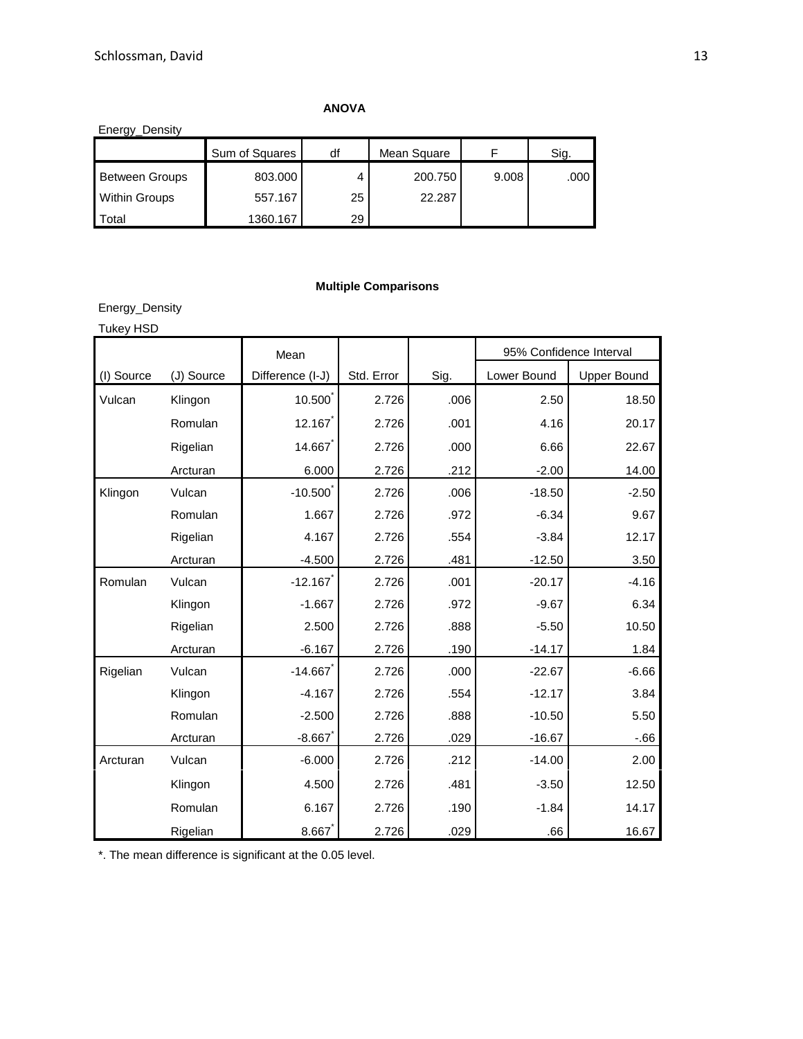**ANOVA**

Energy_Density

| | Sum of Squares | df | Mean Square | F | Sig. |
|---|---|---|---|---|---|
| Between Groups | 803.000 | 4 | 200.750 | 9.008 | .000 |
| Within Groups | 557.167 | 25 | 22.287 | | |
| Total | 1360.167 | 29 | | | |

**Multiple Comparisons**

Energy_Density

Tukey HSD

| (I) Source | (J) Source | Mean Difference (I-J) | Std. Error | Sig. | 95% Confidence Interval | |
|---|---|---|---|---|---|---|
| | | | | | Lower Bound | Upper Bound |
| Vulcan | Klingon | 10.500* | 2.726 | .006 | 2.50 | 18.50 |
| | Romulan | 12.167* | 2.726 | .001 | 4.16 | 20.17 |
| | Rigelian | 14.667* | 2.726 | .000 | 6.66 | 22.67 |
| | Arcturan | 6.000 | 2.726 | .212 | -2.00 | 14.00 |
| Klingon | Vulcan | -10.500* | 2.726 | .006 | -18.50 | -2.50 |
| | Romulan | 1.667 | 2.726 | .972 | -6.34 | 9.67 |
| | Rigelian | 4.167 | 2.726 | .554 | -3.84 | 12.17 |
| | Arcturan | -4.500 | 2.726 | .481 | -12.50 | 3.50 |
| Romulan | Vulcan | -12.167* | 2.726 | .001 | -20.17 | -4.16 |
| | Klingon | -1.667 | 2.726 | .972 | -9.67 | 6.34 |
| | Rigelian | 2.500 | 2.726 | .888 | -5.50 | 10.50 |
| | Arcturan | -6.167 | 2.726 | .190 | -14.17 | 1.84 |
| Rigelian | Vulcan | -14.667* | 2.726 | .000 | -22.67 | -6.66 |
| | Klingon | -4.167 | 2.726 | .554 | -12.17 | 3.84 |
| | Romulan | -2.500 | 2.726 | .888 | -10.50 | 5.50 |
| | Arcturan | -8.667* | 2.726 | .029 | -16.67 | -.66 |
| Arcturan | Vulcan | -6.000 | 2.726 | .212 | -14.00 | 2.00 |
| | Klingon | 4.500 | 2.726 | .481 | -3.50 | 12.50 |
| | Romulan | 6.167 | 2.726 | .190 | -1.84 | 14.17 |
| | Rigelian | 8.667* | 2.726 | .029 | .66 | 16.67 |

*. The mean difference is significant at the 0.05 level.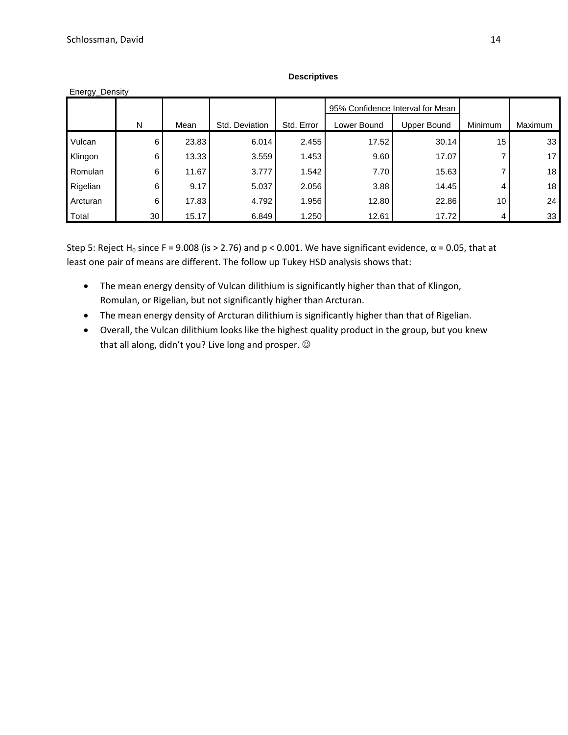**Descriptives**

Energy_Density

| | N | Mean | Std. Deviation | Std. Error | 95% Confidence Interval for Mean | | Minimum | Maximum |
|---|---|---|---|---|---|---|---|---|
| | | | | | Lower Bound | Upper Bound | | |
| Vulcan | 6 | 23.83 | 6.014 | 2.455 | 17.52 | 30.14 | 15 | 33 |
| Klingon | 6 | 13.33 | 3.559 | 1.453 | 9.60 | 17.07 | 7 | 17 |
| Romulan | 6 | 11.67 | 3.777 | 1.542 | 7.70 | 15.63 | 7 | 18 |
| Rigelian | 6 | 9.17 | 5.037 | 2.056 | 3.88 | 14.45 | 4 | 18 |
| Arcturan | 6 | 17.83 | 4.792 | 1.956 | 12.80 | 22.86 | 10 | 24 |
| Total | 30 | 15.17 | 6.849 | 1.250 | 12.61 | 17.72 | 4 | 33 |

Step 5: Reject $H_0$ since $F = 9.008$ (is $> 2.76$) and $p < 0.001$. We have significant evidence, $\alpha = 0.05$, that at least one pair of means are different. The follow up Tukey HSD analysis shows that:

- The mean energy density of Vulcan dilithium is significantly higher than that of Klingon, Romulan, or Rigelian, but not significantly higher than Arcturan.
- The mean energy density of Arcturan dilithium is significantly higher than that of Rigelian.
- Overall, the Vulcan dilithium looks like the highest quality product in the group, but you knew that all along, didn't you? Live long and prosper. ☺